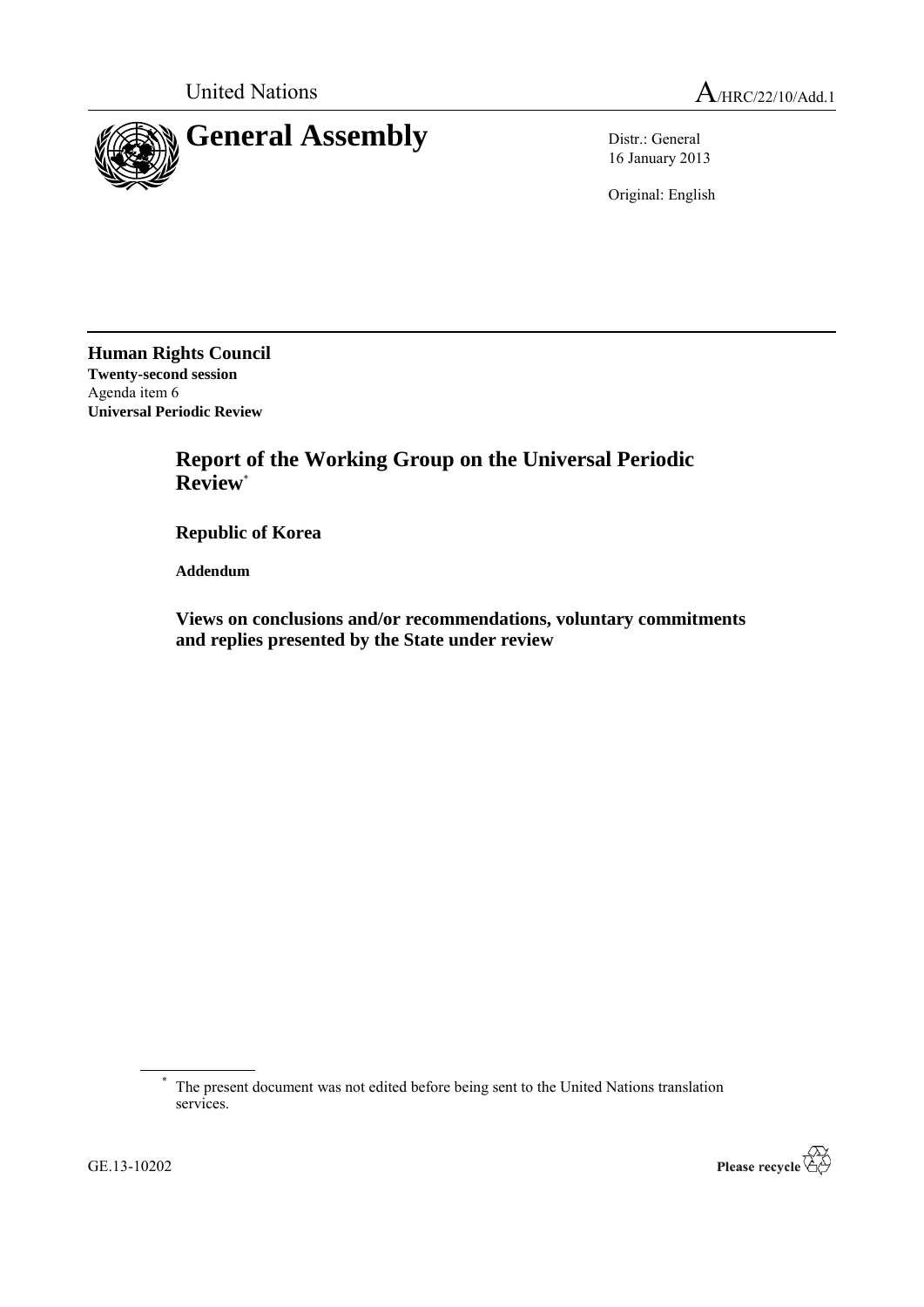United Nations

A/HRC/22/10/Add.1

# General Assembly

Distr.: General
16 January 2013

Original: English

**Human Rights Council**
**Twenty-second session**
Agenda item 6
**Universal Periodic Review**

## Report of the Working Group on the Universal Periodic Review*

### Republic of Korea

**Addendum**

### Views on conclusions and/or recommendations, voluntary commitments and replies presented by the State under review

* The present document was not edited before being sent to the United Nations translation services.

GE.13-10202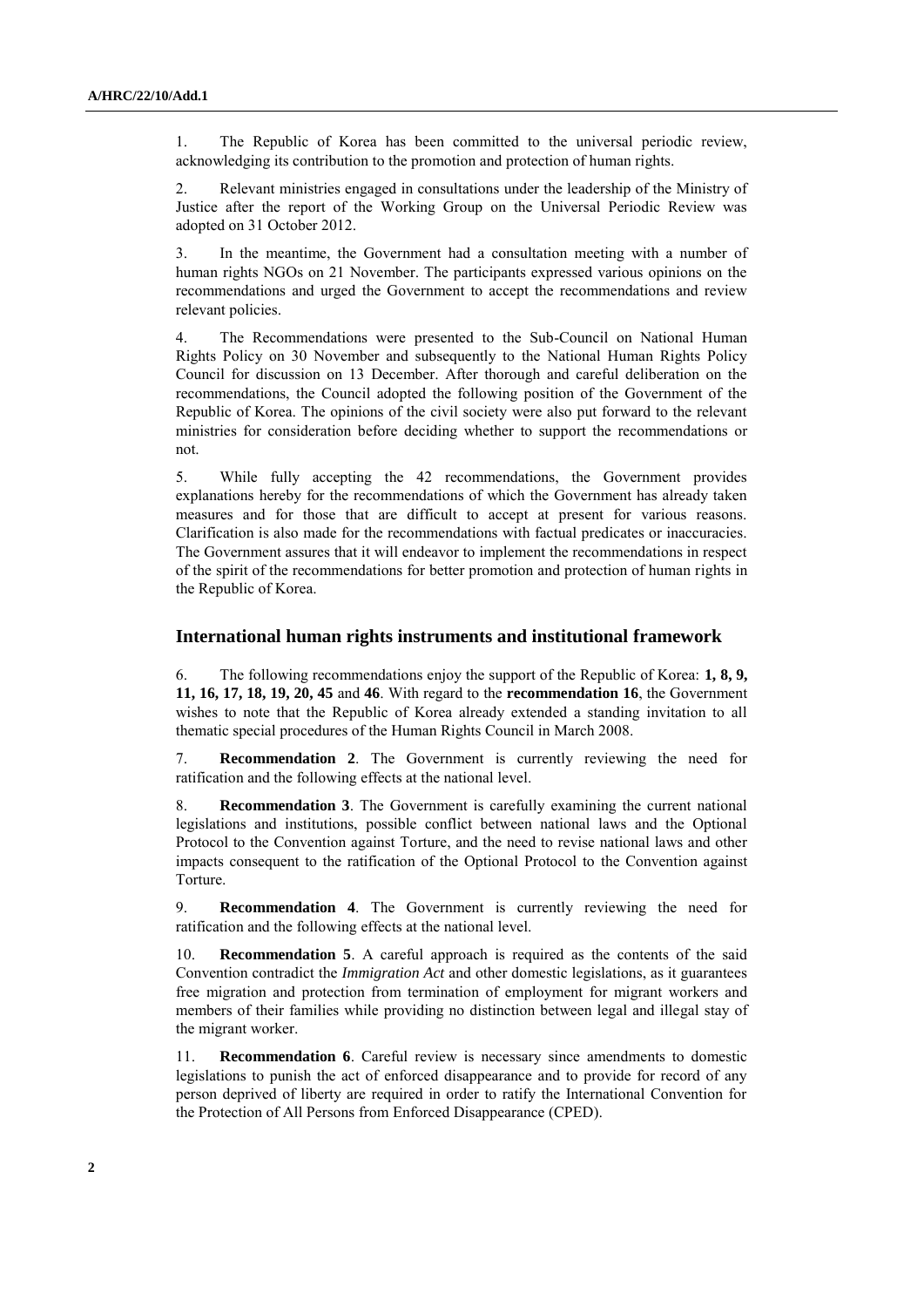1. The Republic of Korea has been committed to the universal periodic review, acknowledging its contribution to the promotion and protection of human rights.

2. Relevant ministries engaged in consultations under the leadership of the Ministry of Justice after the report of the Working Group on the Universal Periodic Review was adopted on 31 October 2012.

3. In the meantime, the Government had a consultation meeting with a number of human rights NGOs on 21 November. The participants expressed various opinions on the recommendations and urged the Government to accept the recommendations and review relevant policies.

4. The Recommendations were presented to the Sub-Council on National Human Rights Policy on 30 November and subsequently to the National Human Rights Policy Council for discussion on 13 December. After thorough and careful deliberation on the recommendations, the Council adopted the following position of the Government of the Republic of Korea. The opinions of the civil society were also put forward to the relevant ministries for consideration before deciding whether to support the recommendations or not.

5. While fully accepting the 42 recommendations, the Government provides explanations hereby for the recommendations of which the Government has already taken measures and for those that are difficult to accept at present for various reasons. Clarification is also made for the recommendations with factual predicates or inaccuracies. The Government assures that it will endeavor to implement the recommendations in respect of the spirit of the recommendations for better promotion and protection of human rights in the Republic of Korea.

## International human rights instruments and institutional framework

6. The following recommendations enjoy the support of the Republic of Korea: **1, 8, 9, 11, 16, 17, 18, 19, 20, 45** and **46**. With regard to the **recommendation 16**, the Government wishes to note that the Republic of Korea already extended a standing invitation to all thematic special procedures of the Human Rights Council in March 2008.

7. **Recommendation 2**. The Government is currently reviewing the need for ratification and the following effects at the national level.

8. **Recommendation 3**. The Government is carefully examining the current national legislations and institutions, possible conflict between national laws and the Optional Protocol to the Convention against Torture, and the need to revise national laws and other impacts consequent to the ratification of the Optional Protocol to the Convention against Torture.

9. **Recommendation 4**. The Government is currently reviewing the need for ratification and the following effects at the national level.

10. **Recommendation 5**. A careful approach is required as the contents of the said Convention contradict the *Immigration Act* and other domestic legislations, as it guarantees free migration and protection from termination of employment for migrant workers and members of their families while providing no distinction between legal and illegal stay of the migrant worker.

11. **Recommendation 6**. Careful review is necessary since amendments to domestic legislations to punish the act of enforced disappearance and to provide for record of any person deprived of liberty are required in order to ratify the International Convention for the Protection of All Persons from Enforced Disappearance (CPED).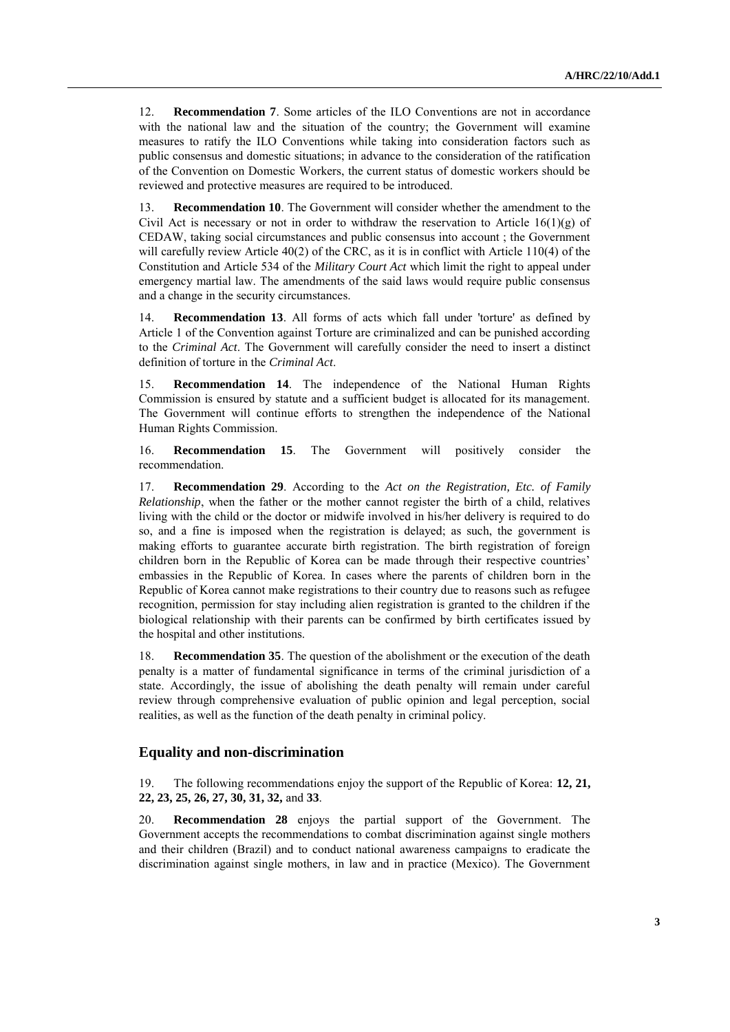12. **Recommendation 7**. Some articles of the ILO Conventions are not in accordance with the national law and the situation of the country; the Government will examine measures to ratify the ILO Conventions while taking into consideration factors such as public consensus and domestic situations; in advance to the consideration of the ratification of the Convention on Domestic Workers, the current status of domestic workers should be reviewed and protective measures are required to be introduced.

13. **Recommendation 10**. The Government will consider whether the amendment to the Civil Act is necessary or not in order to withdraw the reservation to Article 16(1)(g) of CEDAW, taking social circumstances and public consensus into account ; the Government will carefully review Article 40(2) of the CRC, as it is in conflict with Article 110(4) of the Constitution and Article 534 of the *Military Court Act* which limit the right to appeal under emergency martial law. The amendments of the said laws would require public consensus and a change in the security circumstances.

14. **Recommendation 13**. All forms of acts which fall under 'torture' as defined by Article 1 of the Convention against Torture are criminalized and can be punished according to the *Criminal Act*. The Government will carefully consider the need to insert a distinct definition of torture in the *Criminal Act*.

15. **Recommendation 14**. The independence of the National Human Rights Commission is ensured by statute and a sufficient budget is allocated for its management. The Government will continue efforts to strengthen the independence of the National Human Rights Commission.

16. **Recommendation 15**. The Government will positively consider the recommendation.

17. **Recommendation 29**. According to the *Act on the Registration, Etc. of Family Relationship*, when the father or the mother cannot register the birth of a child, relatives living with the child or the doctor or midwife involved in his/her delivery is required to do so, and a fine is imposed when the registration is delayed; as such, the government is making efforts to guarantee accurate birth registration. The birth registration of foreign children born in the Republic of Korea can be made through their respective countries' embassies in the Republic of Korea. In cases where the parents of children born in the Republic of Korea cannot make registrations to their country due to reasons such as refugee recognition, permission for stay including alien registration is granted to the children if the biological relationship with their parents can be confirmed by birth certificates issued by the hospital and other institutions.

18. **Recommendation 35**. The question of the abolishment or the execution of the death penalty is a matter of fundamental significance in terms of the criminal jurisdiction of a state. Accordingly, the issue of abolishing the death penalty will remain under careful review through comprehensive evaluation of public opinion and legal perception, social realities, as well as the function of the death penalty in criminal policy.

## Equality and non-discrimination

19. The following recommendations enjoy the support of the Republic of Korea: **12, 21, 22, 23, 25, 26, 27, 30, 31, 32,** and **33**.

20. **Recommendation 28** enjoys the partial support of the Government. The Government accepts the recommendations to combat discrimination against single mothers and their children (Brazil) and to conduct national awareness campaigns to eradicate the discrimination against single mothers, in law and in practice (Mexico). The Government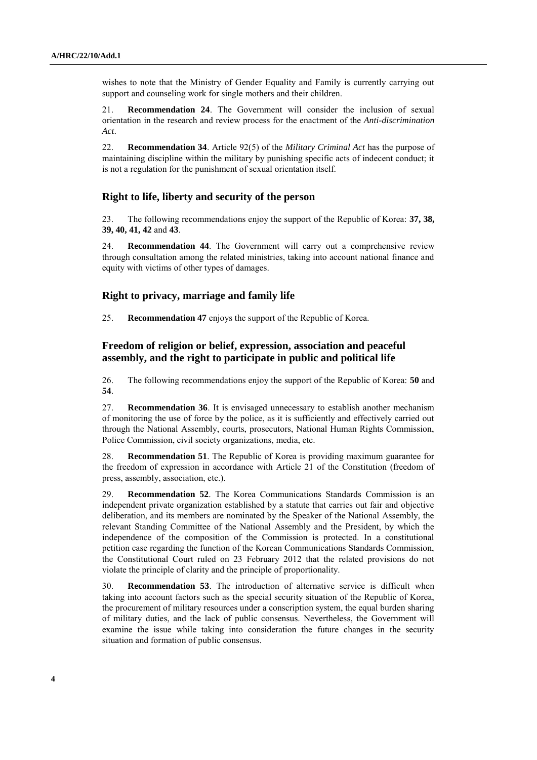wishes to note that the Ministry of Gender Equality and Family is currently carrying out support and counseling work for single mothers and their children.

21. **Recommendation 24**. The Government will consider the inclusion of sexual orientation in the research and review process for the enactment of the *Anti-discrimination Act*.

22. **Recommendation 34**. Article 92(5) of the *Military Criminal Act* has the purpose of maintaining discipline within the military by punishing specific acts of indecent conduct; it is not a regulation for the punishment of sexual orientation itself.

## Right to life, liberty and security of the person

23. The following recommendations enjoy the support of the Republic of Korea: **37, 38, 39, 40, 41, 42** and **43**.

24. **Recommendation 44**. The Government will carry out a comprehensive review through consultation among the related ministries, taking into account national finance and equity with victims of other types of damages.

## Right to privacy, marriage and family life

25. **Recommendation 47** enjoys the support of the Republic of Korea.

## Freedom of religion or belief, expression, association and peaceful assembly, and the right to participate in public and political life

26. The following recommendations enjoy the support of the Republic of Korea: **50** and **54**.

27. **Recommendation 36**. It is envisaged unnecessary to establish another mechanism of monitoring the use of force by the police, as it is sufficiently and effectively carried out through the National Assembly, courts, prosecutors, National Human Rights Commission, Police Commission, civil society organizations, media, etc.

28. **Recommendation 51**. The Republic of Korea is providing maximum guarantee for the freedom of expression in accordance with Article 21 of the Constitution (freedom of press, assembly, association, etc.).

29. **Recommendation 52**. The Korea Communications Standards Commission is an independent private organization established by a statute that carries out fair and objective deliberation, and its members are nominated by the Speaker of the National Assembly, the relevant Standing Committee of the National Assembly and the President, by which the independence of the composition of the Commission is protected. In a constitutional petition case regarding the function of the Korean Communications Standards Commission, the Constitutional Court ruled on 23 February 2012 that the related provisions do not violate the principle of clarity and the principle of proportionality.

30. **Recommendation 53**. The introduction of alternative service is difficult when taking into account factors such as the special security situation of the Republic of Korea, the procurement of military resources under a conscription system, the equal burden sharing of military duties, and the lack of public consensus. Nevertheless, the Government will examine the issue while taking into consideration the future changes in the security situation and formation of public consensus.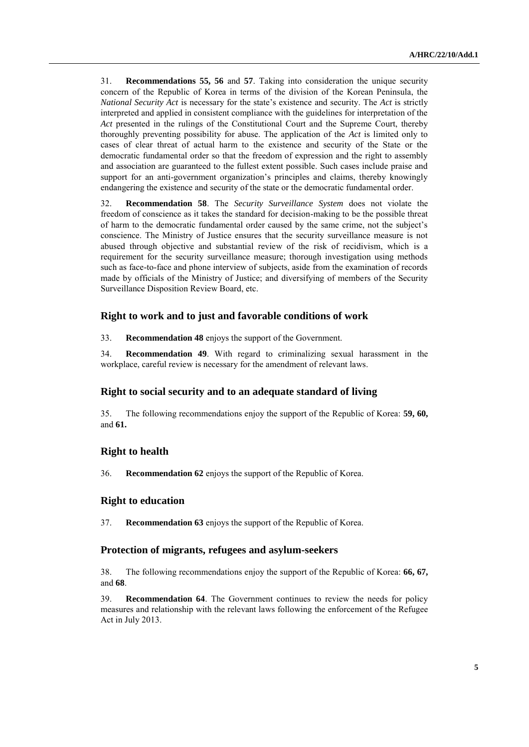31. **Recommendations 55, 56** and **57**. Taking into consideration the unique security concern of the Republic of Korea in terms of the division of the Korean Peninsula, the *National Security Act* is necessary for the state's existence and security. The *Act* is strictly interpreted and applied in consistent compliance with the guidelines for interpretation of the *Act* presented in the rulings of the Constitutional Court and the Supreme Court, thereby thoroughly preventing possibility for abuse. The application of the *Act* is limited only to cases of clear threat of actual harm to the existence and security of the State or the democratic fundamental order so that the freedom of expression and the right to assembly and association are guaranteed to the fullest extent possible. Such cases include praise and support for an anti-government organization's principles and claims, thereby knowingly endangering the existence and security of the state or the democratic fundamental order.

32. **Recommendation 58**. The *Security Surveillance System* does not violate the freedom of conscience as it takes the standard for decision-making to be the possible threat of harm to the democratic fundamental order caused by the same crime, not the subject's conscience. The Ministry of Justice ensures that the security surveillance measure is not abused through objective and substantial review of the risk of recidivism, which is a requirement for the security surveillance measure; thorough investigation using methods such as face-to-face and phone interview of subjects, aside from the examination of records made by officials of the Ministry of Justice; and diversifying of members of the Security Surveillance Disposition Review Board, etc.

## Right to work and to just and favorable conditions of work

33. **Recommendation 48** enjoys the support of the Government.

34. **Recommendation 49**. With regard to criminalizing sexual harassment in the workplace, careful review is necessary for the amendment of relevant laws.

## Right to social security and to an adequate standard of living

35. The following recommendations enjoy the support of the Republic of Korea: **59, 60,** and **61.**

## Right to health

36. **Recommendation 62** enjoys the support of the Republic of Korea.

## Right to education

37. **Recommendation 63** enjoys the support of the Republic of Korea.

## Protection of migrants, refugees and asylum-seekers

38. The following recommendations enjoy the support of the Republic of Korea: **66, 67,** and **68**.

39. **Recommendation 64**. The Government continues to review the needs for policy measures and relationship with the relevant laws following the enforcement of the Refugee Act in July 2013.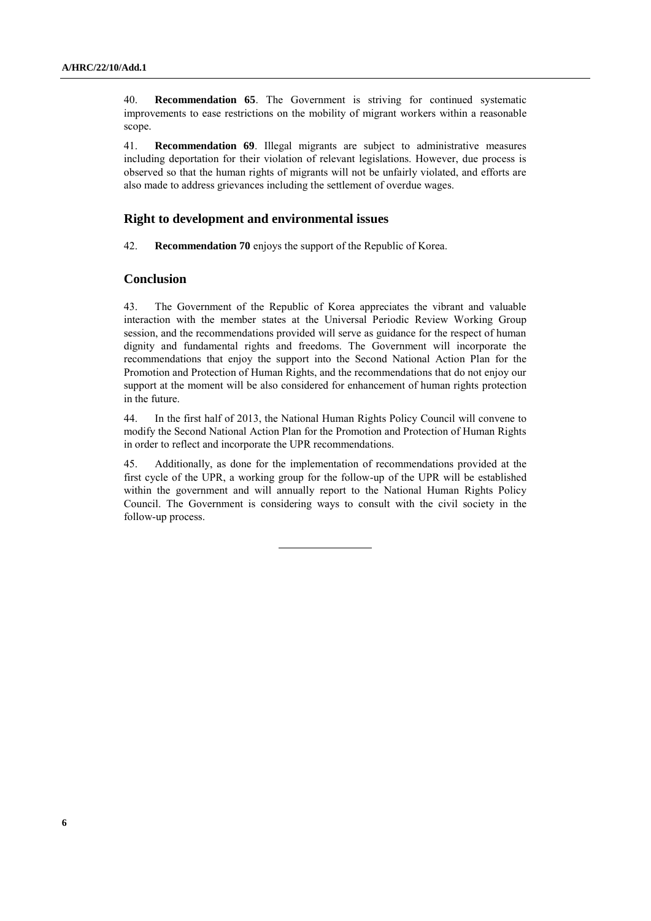40. **Recommendation 65**. The Government is striving for continued systematic improvements to ease restrictions on the mobility of migrant workers within a reasonable scope.

41. **Recommendation 69**. Illegal migrants are subject to administrative measures including deportation for their violation of relevant legislations. However, due process is observed so that the human rights of migrants will not be unfairly violated, and efforts are also made to address grievances including the settlement of overdue wages.

## Right to development and environmental issues

42. **Recommendation 70** enjoys the support of the Republic of Korea.

## Conclusion

43. The Government of the Republic of Korea appreciates the vibrant and valuable interaction with the member states at the Universal Periodic Review Working Group session, and the recommendations provided will serve as guidance for the respect of human dignity and fundamental rights and freedoms. The Government will incorporate the recommendations that enjoy the support into the Second National Action Plan for the Promotion and Protection of Human Rights, and the recommendations that do not enjoy our support at the moment will be also considered for enhancement of human rights protection in the future.

44. In the first half of 2013, the National Human Rights Policy Council will convene to modify the Second National Action Plan for the Promotion and Protection of Human Rights in order to reflect and incorporate the UPR recommendations.

45. Additionally, as done for the implementation of recommendations provided at the first cycle of the UPR, a working group for the follow-up of the UPR will be established within the government and will annually report to the National Human Rights Policy Council. The Government is considering ways to consult with the civil society in the follow-up process.